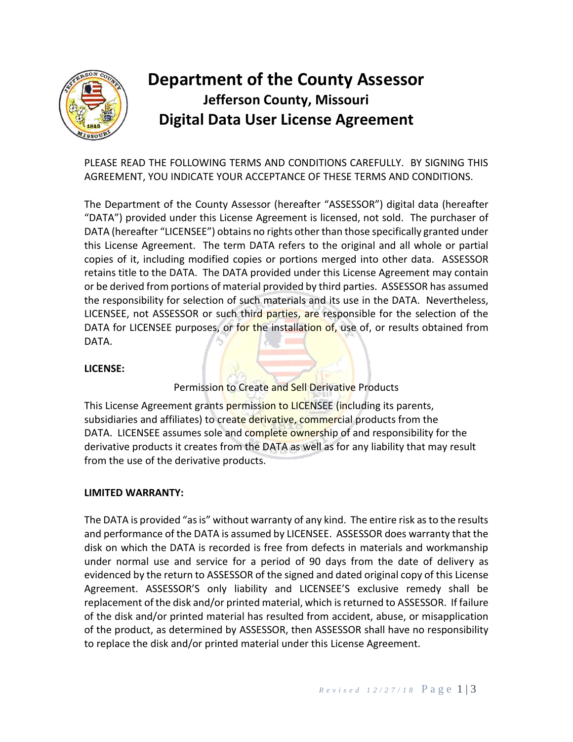# Department of the County Assessor

## Jefferson County, Missouri

## Digital Data User License Agreement

PLEASE READ THE FOLLOWING TERMS AND CONDITIONS CAREFULLY. BY SIGNING THIS AGREEMENT, YOU INDICATE YOUR ACCEPTANCE OF THESE TERMS AND CONDITIONS.

The Department of the County Assessor (hereafter "ASSESSOR") digital data (hereafter "DATA") provided under this License Agreement is licensed, not sold. The purchaser of DATA (hereafter "LICENSEE") obtains no rights other than those specifically granted under this License Agreement. The term DATA refers to the original and all whole or partial copies of it, including modified copies or portions merged into other data. ASSESSOR retains title to the DATA. The DATA provided under this License Agreement may contain or be derived from portions of material provided by third parties. ASSESSOR has assumed the responsibility for selection of such materials and its use in the DATA. Nevertheless, LICENSEE, not ASSESSOR or such third parties, are responsible for the selection of the DATA for LICENSEE purposes, or for the installation of, use of, or results obtained from DATA.

**LICENSE:**

Permission to Create and Sell Derivative Products

This License Agreement grants permission to LICENSEE (including its parents, subsidiaries and affiliates) to create derivative, commercial products from the DATA. LICENSEE assumes sole and complete ownership of and responsibility for the derivative products it creates from the DATA as well as for any liability that may result from the use of the derivative products.

**LIMITED WARRANTY:**

The DATA is provided "as is" without warranty of any kind. The entire risk as to the results and performance of the DATA is assumed by LICENSEE. ASSESSOR does warranty that the disk on which the DATA is recorded is free from defects in materials and workmanship under normal use and service for a period of 90 days from the date of delivery as evidenced by the return to ASSESSOR of the signed and dated original copy of this License Agreement. ASSESSOR'S only liability and LICENSEE'S exclusive remedy shall be replacement of the disk and/or printed material, which is returned to ASSESSOR. If failure of the disk and/or printed material has resulted from accident, abuse, or misapplication of the product, as determined by ASSESSOR, then ASSESSOR shall have no responsibility to replace the disk and/or printed material under this License Agreement.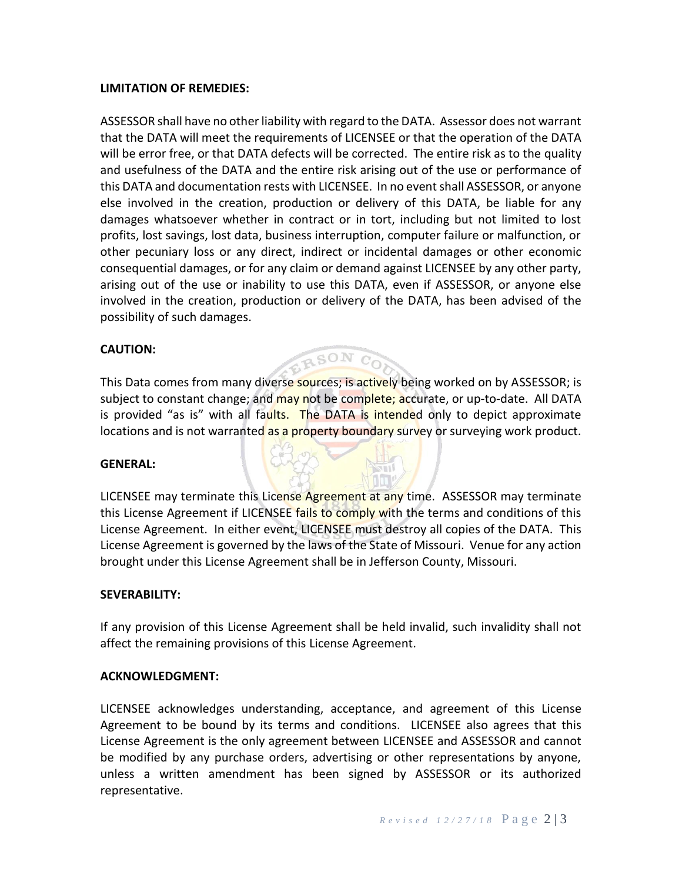**LIMITATION OF REMEDIES:**

ASSESSOR shall have no other liability with regard to the DATA. Assessor does not warrant that the DATA will meet the requirements of LICENSEE or that the operation of the DATA will be error free, or that DATA defects will be corrected. The entire risk as to the quality and usefulness of the DATA and the entire risk arising out of the use or performance of this DATA and documentation rests with LICENSEE. In no event shall ASSESSOR, or anyone else involved in the creation, production or delivery of this DATA, be liable for any damages whatsoever whether in contract or in tort, including but not limited to lost profits, lost savings, lost data, business interruption, computer failure or malfunction, or other pecuniary loss or any direct, indirect or incidental damages or other economic consequential damages, or for any claim or demand against LICENSEE by any other party, arising out of the use or inability to use this DATA, even if ASSESSOR, or anyone else involved in the creation, production or delivery of the DATA, has been advised of the possibility of such damages.

**CAUTION:**

This Data comes from many diverse sources; is actively being worked on by ASSESSOR; is subject to constant change; and may not be complete; accurate, or up-to-date. All DATA is provided "as is" with all faults. The DATA is intended only to depict approximate locations and is not warranted as a property boundary survey or surveying work product.

**GENERAL:**

LICENSEE may terminate this License Agreement at any time. ASSESSOR may terminate this License Agreement if LICENSEE fails to comply with the terms and conditions of this License Agreement. In either event, LICENSEE must destroy all copies of the DATA. This License Agreement is governed by the laws of the State of Missouri. Venue for any action brought under this License Agreement shall be in Jefferson County, Missouri.

**SEVERABILITY:**

If any provision of this License Agreement shall be held invalid, such invalidity shall not affect the remaining provisions of this License Agreement.

**ACKNOWLEDGMENT:**

LICENSEE acknowledges understanding, acceptance, and agreement of this License Agreement to be bound by its terms and conditions. LICENSEE also agrees that this License Agreement is the only agreement between LICENSEE and ASSESSOR and cannot be modified by any purchase orders, advertising or other representations by anyone, unless a written amendment has been signed by ASSESSOR or its authorized representative.

*Revised 12/27/18*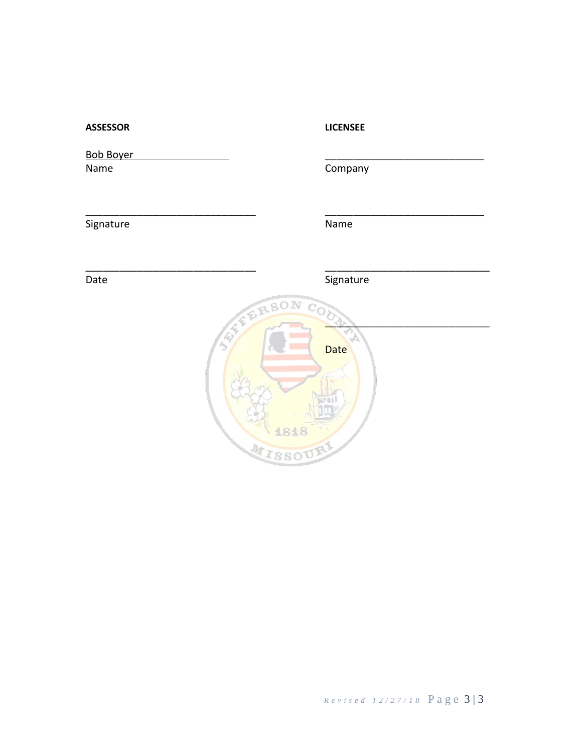| **ASSESSOR** | **LICENSEE** |
| --- | --- |
| Bob Boyer | ______________________________ |
| Name | Company |
| ______________________________ | ______________________________ |
| Signature | Name |
| ______________________________ | ______________________________ |
| Date | Signature |
| | ______________________________ |
| | Date |

Revised 12/27/18